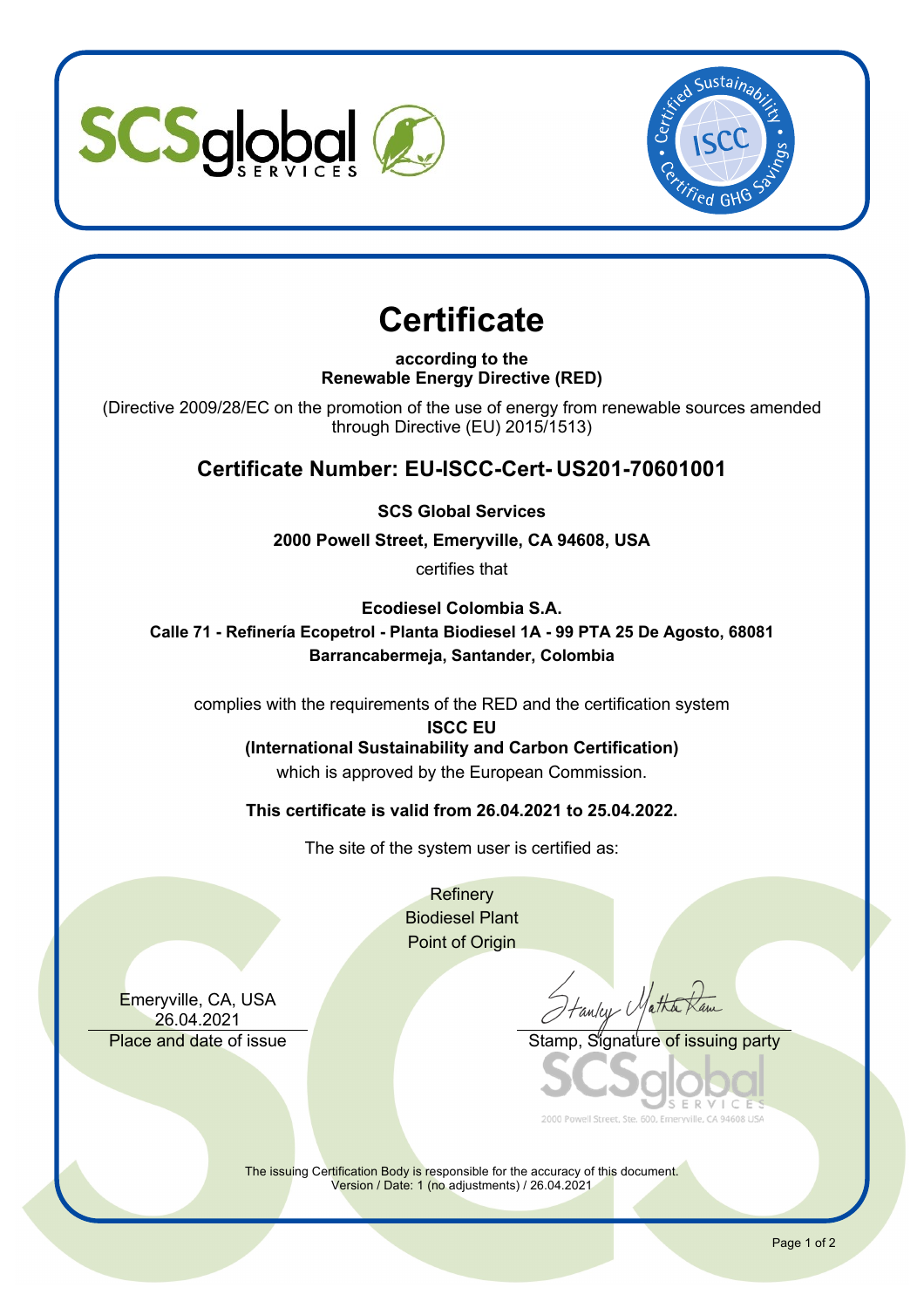# Certificate

**according to the**
**Renewable Energy Directive (RED)**

(Directive 2009/28/EC on the promotion of the use of energy from renewable sources amended through Directive (EU) 2015/1513)

## Certificate Number: EU-ISCC-Cert- US201-70601001

**SCS Global Services**

**2000 Powell Street, Emeryville, CA 94608, USA**

certifies that

**Ecodiesel Colombia S.A.**
**Calle 71 - Refinería Ecopetrol - Planta Biodiesel 1A - 99 PTA 25 De Agosto, 68081 Barrancabermeja, Santander, Colombia**

complies with the requirements of the RED and the certification system
**ISCC EU**
**(International Sustainability and Carbon Certification)**
which is approved by the European Commission.

**This certificate is valid from 26.04.2021 to 25.04.2022.**

The site of the system user is certified as:

Refinery
Biodiesel Plant
Point of Origin

Emeryville, CA, USA
26.04.2021
Place and date of issue

Stamp, Signature of issuing party

SCS global SERVICES
2000 Powell Street, Ste. 600, Emeryville, CA 94608 USA

The issuing Certification Body is responsible for the accuracy of this document.
Version / Date: 1 (no adjustments) / 26.04.2021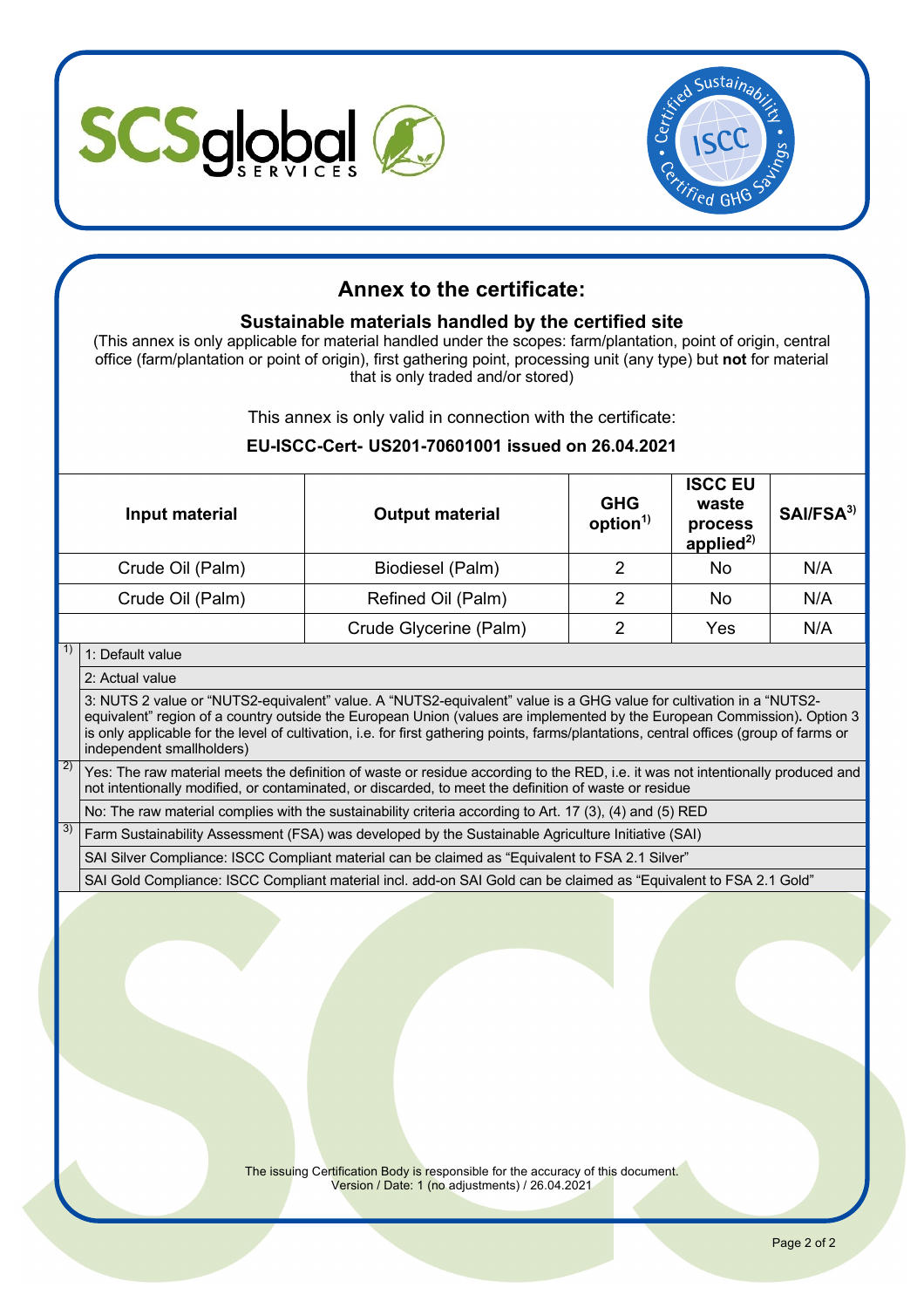## Annex to the certificate:

### Sustainable materials handled by the certified site

(This annex is only applicable for material handled under the scopes: farm/plantation, point of origin, central office (farm/plantation or point of origin), first gathering point, processing unit (any type) but **not** for material that is only traded and/or stored)

This annex is only valid in connection with the certificate:

**EU-ISCC-Cert- US201-70601001 issued on 26.04.2021**

| Input material | Output material | GHG option[1)] | ISCC EU waste process applied[2)] | SAI/FSA[3)] |
|---|---|---|---|---|
| Crude Oil (Palm) | Biodiesel (Palm) | 2 | No | N/A |
| Crude Oil (Palm) | Refined Oil (Palm) | 2 | No | N/A |
| | Crude Glycerine (Palm) | 2 | Yes | N/A |

1) 1: Default value

2: Actual value

3: NUTS 2 value or "NUTS2-equivalent" value. A "NUTS2-equivalent" value is a GHG value for cultivation in a "NUTS2-equivalent" region of a country outside the European Union (values are implemented by the European Commission). Option 3 is only applicable for the level of cultivation, i.e. for first gathering points, farms/plantations, central offices (group of farms or independent smallholders)

2) Yes: The raw material meets the definition of waste or residue according to the RED, i.e. it was not intentionally produced and not intentionally modified, or contaminated, or discarded, to meet the definition of waste or residue

No: The raw material complies with the sustainability criteria according to Art. 17 (3), (4) and (5) RED

3) Farm Sustainability Assessment (FSA) was developed by the Sustainable Agriculture Initiative (SAI)

SAI Silver Compliance: ISCC Compliant material can be claimed as "Equivalent to FSA 2.1 Silver"

SAI Gold Compliance: ISCC Compliant material incl. add-on SAI Gold can be claimed as "Equivalent to FSA 2.1 Gold"

The issuing Certification Body is responsible for the accuracy of this document.
Version / Date: 1 (no adjustments) / 26.04.2021